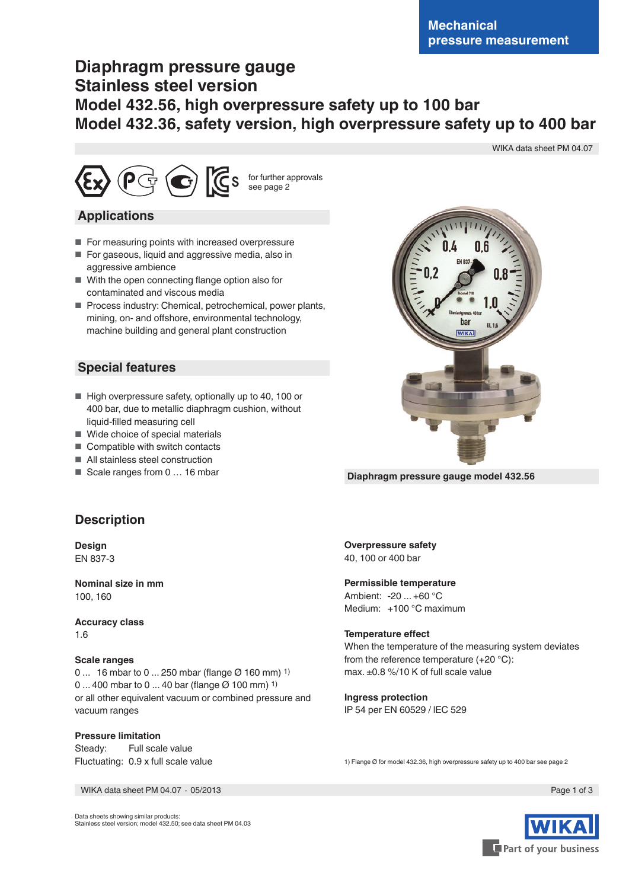Mechanical pressure measurement

# Diaphragm pressure gauge
# Stainless steel version
# Model 432.56, high overpressure safety up to 100 bar
# Model 432.36, safety version, high overpressure safety up to 400 bar

WIKA data sheet PM 04.07

for further approvals see page 2

## Applications

- For measuring points with increased overpressure
- For gaseous, liquid and aggressive media, also in aggressive ambience
- With the open connecting flange option also for contaminated and viscous media
- Process industry: Chemical, petrochemical, power plants, mining, on- and offshore, environmental technology, machine building and general plant construction

## Special features

- High overpressure safety, optionally up to 40, 100 or 400 bar, due to metallic diaphragm cushion, without liquid-filled measuring cell
- Wide choice of special materials
- Compatible with switch contacts
- All stainless steel construction
- Scale ranges from 0 … 16 mbar

Diaphragm pressure gauge model 432.56

## Description

**Design**
EN 837-3

**Nominal size in mm**
100, 160

**Accuracy class**
1.6

**Scale ranges**
0 ... 16 mbar to 0 ... 250 mbar (flange Ø 160 mm) [1)]
0 ... 400 mbar to 0 ... 40 bar (flange Ø 100 mm) [1)]
or all other equivalent vacuum or combined pressure and vacuum ranges

**Pressure limitation**
Steady: Full scale value
Fluctuating: 0.9 x full scale value

**Overpressure safety**
40, 100 or 400 bar

**Permissible temperature**
Ambient: -20 ... +60 °C
Medium: +100 °C maximum

**Temperature effect**
When the temperature of the measuring system deviates from the reference temperature (+20 °C):
max. ±0.8 %/10 K of full scale value

**Ingress protection**
IP 54 per EN 60529 / IEC 529

1) Flange Ø for model 432.36, high overpressure safety up to 400 bar see page 2

WIKA data sheet PM 04.07 · 05/2013

Data sheets showing similar products:
Stainless steel version; model 432.50; see data sheet PM 04.03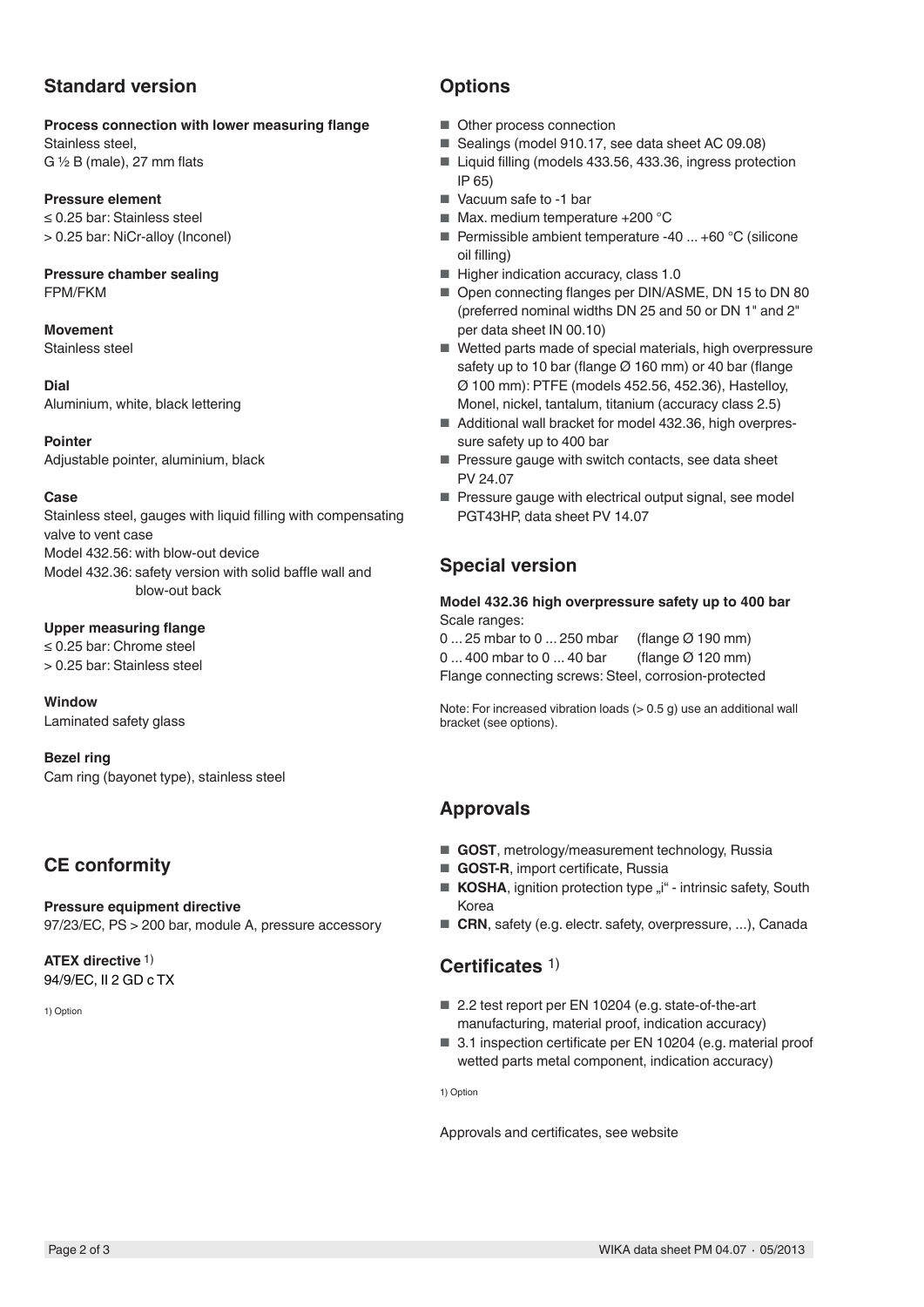## Standard version

**Process connection with lower measuring flange**
Stainless steel,
G ½ B (male), 27 mm flats

**Pressure element**
≤ 0.25 bar: Stainless steel
> 0.25 bar: NiCr-alloy (Inconel)

**Pressure chamber sealing**
FPM/FKM

**Movement**
Stainless steel

**Dial**
Aluminium, white, black lettering

**Pointer**
Adjustable pointer, aluminium, black

**Case**
Stainless steel, gauges with liquid filling with compensating valve to vent case
Model 432.56: with blow-out device
Model 432.36: safety version with solid baffle wall and blow-out back

**Upper measuring flange**
≤ 0.25 bar: Chrome steel
> 0.25 bar: Stainless steel

**Window**
Laminated safety glass

**Bezel ring**
Cam ring (bayonet type), stainless steel

## CE conformity

**Pressure equipment directive**
97/23/EC, PS > 200 bar, module A, pressure accessory

**ATEX directive** 1)
94/9/EC, II 2 GD c TX

1) Option

## Options

- Other process connection
- Sealings (model 910.17, see data sheet AC 09.08)
- Liquid filling (models 433.56, 433.36, ingress protection IP 65)
- Vacuum safe to -1 bar
- Max. medium temperature +200 °C
- Permissible ambient temperature -40 ... +60 °C (silicone oil filling)
- Higher indication accuracy, class 1.0
- Open connecting flanges per DIN/ASME, DN 15 to DN 80 (preferred nominal widths DN 25 and 50 or DN 1" and 2" per data sheet IN 00.10)
- Wetted parts made of special materials, high overpressure safety up to 10 bar (flange Ø 160 mm) or 40 bar (flange Ø 100 mm): PTFE (models 452.56, 452.36), Hastelloy, Monel, nickel, tantalum, titanium (accuracy class 2.5)
- Additional wall bracket for model 432.36, high overpressure safety up to 400 bar
- Pressure gauge with switch contacts, see data sheet PV 24.07
- Pressure gauge with electrical output signal, see model PGT43HP, data sheet PV 14.07

## Special version

**Model 432.36 high overpressure safety up to 400 bar**
Scale ranges:
0 ... 25 mbar to 0 ... 250 mbar (flange Ø 190 mm)
0 ... 400 mbar to 0 ... 40 bar (flange Ø 120 mm)
Flange connecting screws: Steel, corrosion-protected

Note: For increased vibration loads (> 0.5 g) use an additional wall bracket (see options).

## Approvals

- **GOST**, metrology/measurement technology, Russia
- **GOST-R**, import certificate, Russia
- **KOSHA**, ignition protection type „i“ - intrinsic safety, South Korea
- **CRN**, safety (e.g. electr. safety, overpressure, ...), Canada

## Certificates 1)

- 2.2 test report per EN 10204 (e.g. state-of-the-art manufacturing, material proof, indication accuracy)
- 3.1 inspection certificate per EN 10204 (e.g. material proof wetted parts metal component, indication accuracy)

1) Option

Approvals and certificates, see website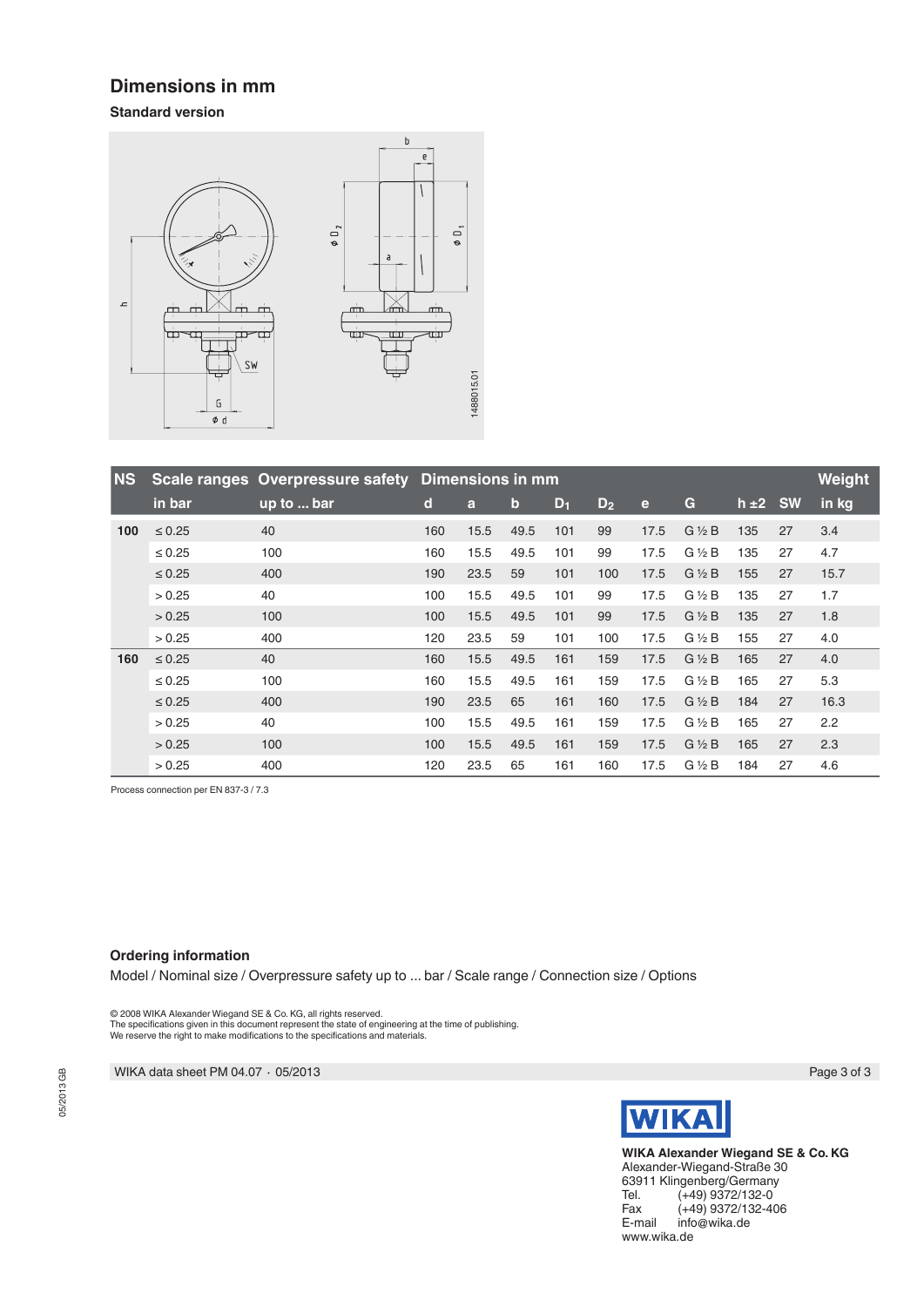## Dimensions in mm

### Standard version

b
e
ø D2
ø D1
a
h
SW
G
ø d
1488015.01

| NS | Scale ranges | Overpressure safety | Dimensions in mm | | | | | | | | | Weight |
|---|---|---|---|---|---|---|---|---|---|---|---|---|
| | in bar | up to ... bar | d | a | b | $D_1$ | $D_2$ | e | G | h ±2 | SW | in kg |
| 100 | ≤ 0.25 | 40 | 160 | 15.5 | 49.5 | 101 | 99 | 17.5 | G ½ B | 135 | 27 | 3.4 |
| | ≤ 0.25 | 100 | 160 | 15.5 | 49.5 | 101 | 99 | 17.5 | G ½ B | 135 | 27 | 4.7 |
| | ≤ 0.25 | 400 | 190 | 23.5 | 59 | 101 | 100 | 17.5 | G ½ B | 155 | 27 | 15.7 |
| | > 0.25 | 40 | 100 | 15.5 | 49.5 | 101 | 99 | 17.5 | G ½ B | 135 | 27 | 1.7 |
| | > 0.25 | 100 | 100 | 15.5 | 49.5 | 101 | 99 | 17.5 | G ½ B | 135 | 27 | 1.8 |
| | > 0.25 | 400 | 120 | 23.5 | 59 | 101 | 100 | 17.5 | G ½ B | 155 | 27 | 4.0 |
| 160 | ≤ 0.25 | 40 | 160 | 15.5 | 49.5 | 161 | 159 | 17.5 | G ½ B | 165 | 27 | 4.0 |
| | ≤ 0.25 | 100 | 160 | 15.5 | 49.5 | 161 | 159 | 17.5 | G ½ B | 165 | 27 | 5.3 |
| | ≤ 0.25 | 400 | 190 | 23.5 | 65 | 161 | 160 | 17.5 | G ½ B | 184 | 27 | 16.3 |
| | > 0.25 | 40 | 100 | 15.5 | 49.5 | 161 | 159 | 17.5 | G ½ B | 165 | 27 | 2.2 |
| | > 0.25 | 100 | 100 | 15.5 | 49.5 | 161 | 159 | 17.5 | G ½ B | 165 | 27 | 2.3 |
| | > 0.25 | 400 | 120 | 23.5 | 65 | 161 | 160 | 17.5 | G ½ B | 184 | 27 | 4.6 |

Process connection per EN 837-3 / 7.3

### Ordering information

Model / Nominal size / Overpressure safety up to ... bar / Scale range / Connection size / Options

© 2008 WIKA Alexander Wiegand SE & Co. KG, all rights reserved.
The specifications given in this document represent the state of engineering at the time of publishing.
We reserve the right to make modifications to the specifications and materials.

WIKA data sheet PM 04.07 · 05/2013

**WIKA Alexander Wiegand SE & Co. KG**
Alexander-Wiegand-Straße 30
63911 Klingenberg/Germany
Tel. (+49) 9372/132-0
Fax (+49) 9372/132-406
E-mail info@wika.de
www.wika.de